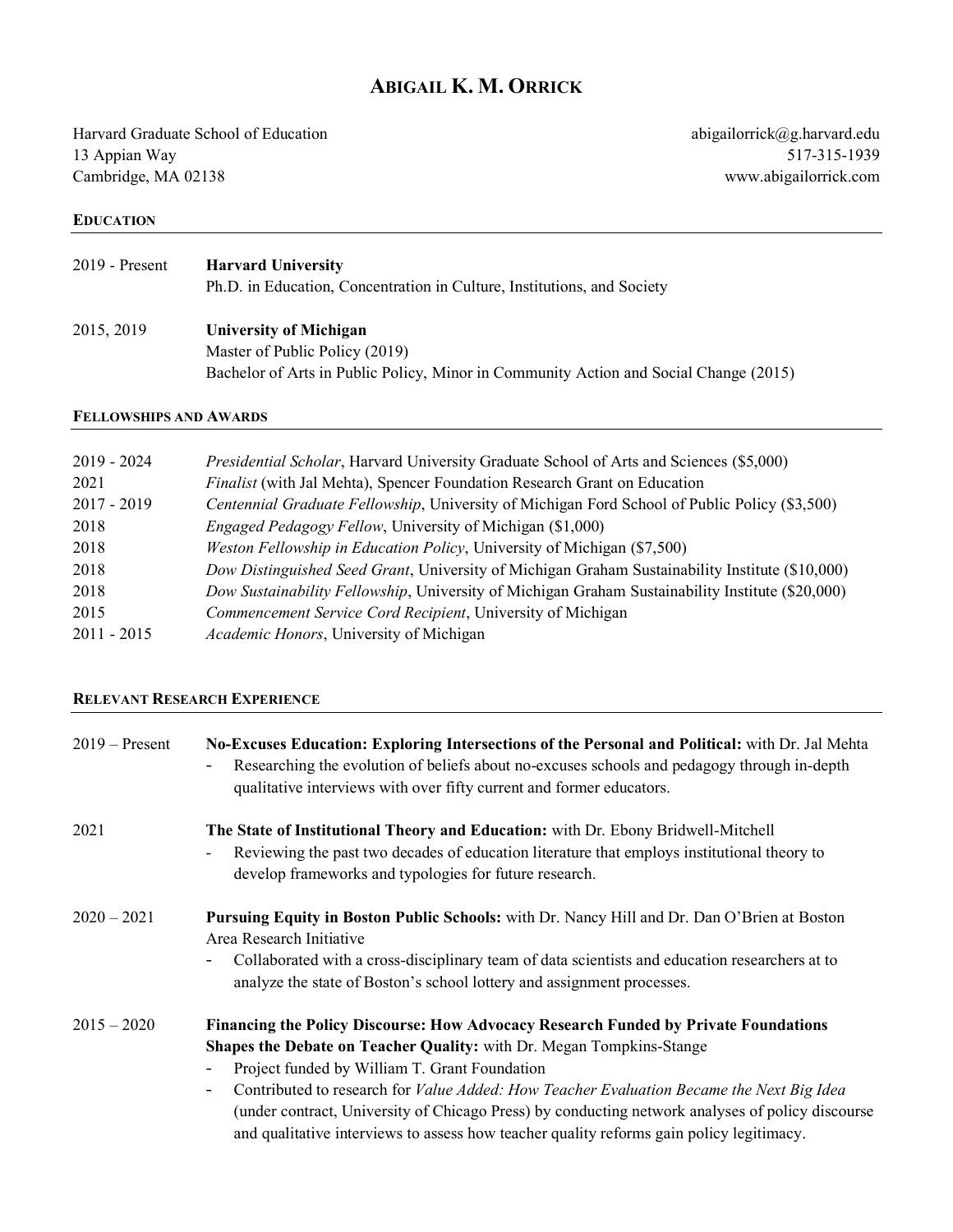# ABIGAIL K. M. ORRICK

Harvard Graduate School of Education
13 Appian Way
Cambridge, MA 02138

abigailorrick@g.harvard.edu
517-315-1939
www.abigailorrick.com

## EDUCATION

2019 - Present **Harvard University**
Ph.D. in Education, Concentration in Culture, Institutions, and Society

2015, 2019 **University of Michigan**
Master of Public Policy (2019)
Bachelor of Arts in Public Policy, Minor in Community Action and Social Change (2015)

## FELLOWSHIPS AND AWARDS

2019 - 2024 *Presidential Scholar*, Harvard University Graduate School of Arts and Sciences ($5,000)
2021 *Finalist* (with Jal Mehta), Spencer Foundation Research Grant on Education
2017 - 2019 *Centennial Graduate Fellowship*, University of Michigan Ford School of Public Policy ($3,500)
2018 *Engaged Pedagogy Fellow*, University of Michigan ($1,000)
2018 *Weston Fellowship in Education Policy*, University of Michigan ($7,500)
2018 *Dow Distinguished Seed Grant*, University of Michigan Graham Sustainability Institute ($10,000)
2018 *Dow Sustainability Fellowship*, University of Michigan Graham Sustainability Institute ($20,000)
2015 *Commencement Service Cord Recipient*, University of Michigan
2011 - 2015 *Academic Honors*, University of Michigan

## RELEVANT RESEARCH EXPERIENCE

2019 – Present **No-Excuses Education: Exploring Intersections of the Personal and Political:** with Dr. Jal Mehta
- Researching the evolution of beliefs about no-excuses schools and pedagogy through in-depth qualitative interviews with over fifty current and former educators.

2021 **The State of Institutional Theory and Education:** with Dr. Ebony Bridwell-Mitchell
- Reviewing the past two decades of education literature that employs institutional theory to develop frameworks and typologies for future research.

2020 – 2021 **Pursuing Equity in Boston Public Schools:** with Dr. Nancy Hill and Dr. Dan O'Brien at Boston Area Research Initiative
- Collaborated with a cross-disciplinary team of data scientists and education researchers at to analyze the state of Boston's school lottery and assignment processes.

2015 – 2020 **Financing the Policy Discourse: How Advocacy Research Funded by Private Foundations Shapes the Debate on Teacher Quality:** with Dr. Megan Tompkins-Stange
- Project funded by William T. Grant Foundation
- Contributed to research for *Value Added: How Teacher Evaluation Became the Next Big Idea* (under contract, University of Chicago Press) by conducting network analyses of policy discourse and qualitative interviews to assess how teacher quality reforms gain policy legitimacy.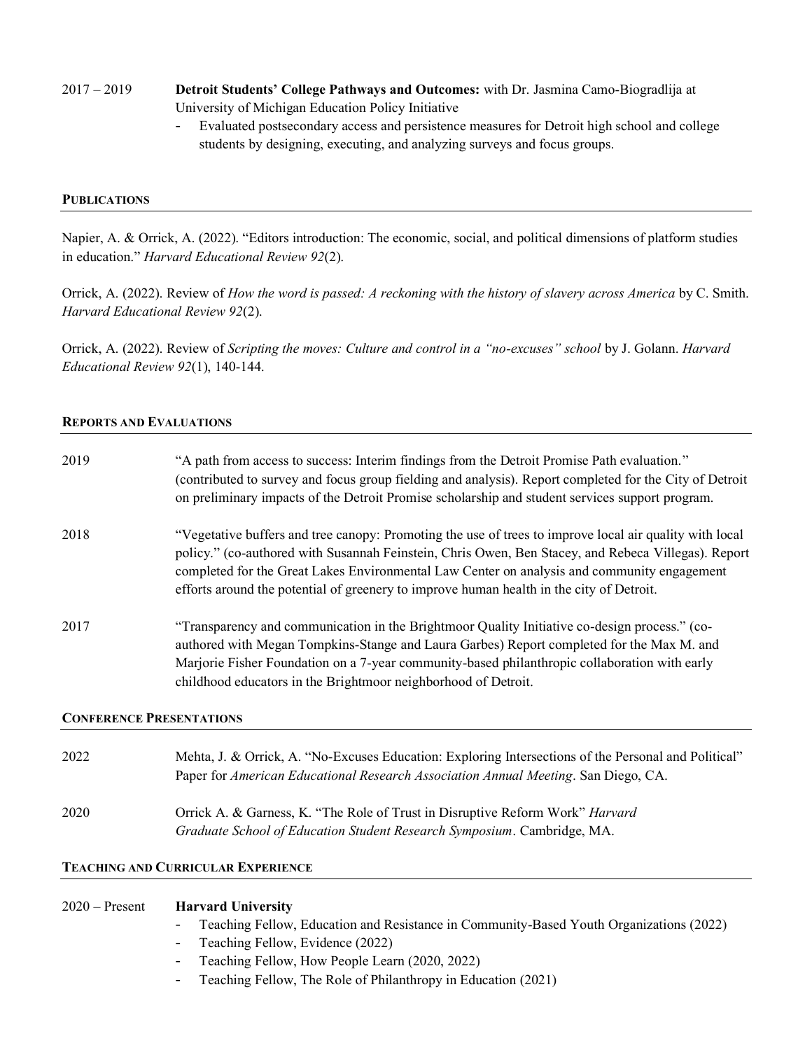2017 – 2019 **Detroit Students' College Pathways and Outcomes:** with Dr. Jasmina Camo-Biogradlija at University of Michigan Education Policy Initiative

- Evaluated postsecondary access and persistence measures for Detroit high school and college students by designing, executing, and analyzing surveys and focus groups.

## PUBLICATIONS

Napier, A. & Orrick, A. (2022). "Editors introduction: The economic, social, and political dimensions of platform studies in education." *Harvard Educational Review 92*(2).

Orrick, A. (2022). Review of *How the word is passed: A reckoning with the history of slavery across America* by C. Smith. *Harvard Educational Review 92*(2).

Orrick, A. (2022). Review of *Scripting the moves: Culture and control in a "no-excuses" school* by J. Golann. *Harvard Educational Review 92*(1), 140-144.

## REPORTS AND EVALUATIONS

2019 "A path from access to success: Interim findings from the Detroit Promise Path evaluation." (contributed to survey and focus group fielding and analysis). Report completed for the City of Detroit on preliminary impacts of the Detroit Promise scholarship and student services support program.

2018 "Vegetative buffers and tree canopy: Promoting the use of trees to improve local air quality with local policy." (co-authored with Susannah Feinstein, Chris Owen, Ben Stacey, and Rebeca Villegas). Report completed for the Great Lakes Environmental Law Center on analysis and community engagement efforts around the potential of greenery to improve human health in the city of Detroit.

2017 "Transparency and communication in the Brightmoor Quality Initiative co-design process." (co-authored with Megan Tompkins-Stange and Laura Garbes) Report completed for the Max M. and Marjorie Fisher Foundation on a 7-year community-based philanthropic collaboration with early childhood educators in the Brightmoor neighborhood of Detroit.

## CONFERENCE PRESENTATIONS

2022 Mehta, J. & Orrick, A. "No-Excuses Education: Exploring Intersections of the Personal and Political" Paper for *American Educational Research Association Annual Meeting*. San Diego, CA.

2020 Orrick A. & Garness, K. "The Role of Trust in Disruptive Reform Work" *Harvard Graduate School of Education Student Research Symposium*. Cambridge, MA.

## TEACHING AND CURRICULAR EXPERIENCE

2020 – Present **Harvard University**

- Teaching Fellow, Education and Resistance in Community-Based Youth Organizations (2022)
- Teaching Fellow, Evidence (2022)
- Teaching Fellow, How People Learn (2020, 2022)
- Teaching Fellow, The Role of Philanthropy in Education (2021)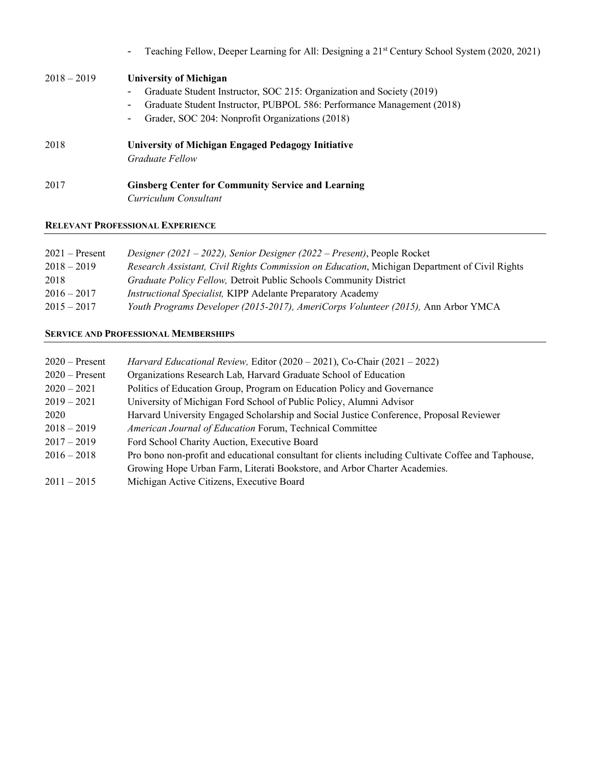- Teaching Fellow, Deeper Learning for All: Designing a 21st Century School System (2020, 2021)

2018 – 2019 **University of Michigan**

- Graduate Student Instructor, SOC 215: Organization and Society (2019)
- Graduate Student Instructor, PUBPOL 586: Performance Management (2018)
- Grader, SOC 204: Nonprofit Organizations (2018)

2018 **University of Michigan Engaged Pedagogy Initiative**
*Graduate Fellow*

2017 **Ginsberg Center for Community Service and Learning**
*Curriculum Consultant*

## Relevant Professional Experience

| | |
|---|---|
| 2021 – Present | *Designer (2021 – 2022), Senior Designer (2022 – Present)*, People Rocket |
| 2018 – 2019 | *Research Assistant, Civil Rights Commission on Education*, Michigan Department of Civil Rights |
| 2018 | *Graduate Policy Fellow,* Detroit Public Schools Community District |
| 2016 – 2017 | *Instructional Specialist,* KIPP Adelante Preparatory Academy |
| 2015 – 2017 | *Youth Programs Developer (2015-2017), AmeriCorps Volunteer (2015),* Ann Arbor YMCA |

## Service and Professional Memberships

| | |
|---|---|
| 2020 – Present | *Harvard Educational Review,* Editor (2020 – 2021), Co-Chair (2021 – 2022) |
| 2020 – Present | Organizations Research Lab, Harvard Graduate School of Education |
| 2020 – 2021 | Politics of Education Group, Program on Education Policy and Governance |
| 2019 – 2021 | University of Michigan Ford School of Public Policy, Alumni Advisor |
| 2020 | Harvard University Engaged Scholarship and Social Justice Conference, Proposal Reviewer |
| 2018 – 2019 | *American Journal of Education* Forum, Technical Committee |
| 2017 – 2019 | Ford School Charity Auction, Executive Board |
| 2016 – 2018 | Pro bono non-profit and educational consultant for clients including Cultivate Coffee and Taphouse, Growing Hope Urban Farm, Literati Bookstore, and Arbor Charter Academies. |
| 2011 – 2015 | Michigan Active Citizens, Executive Board |